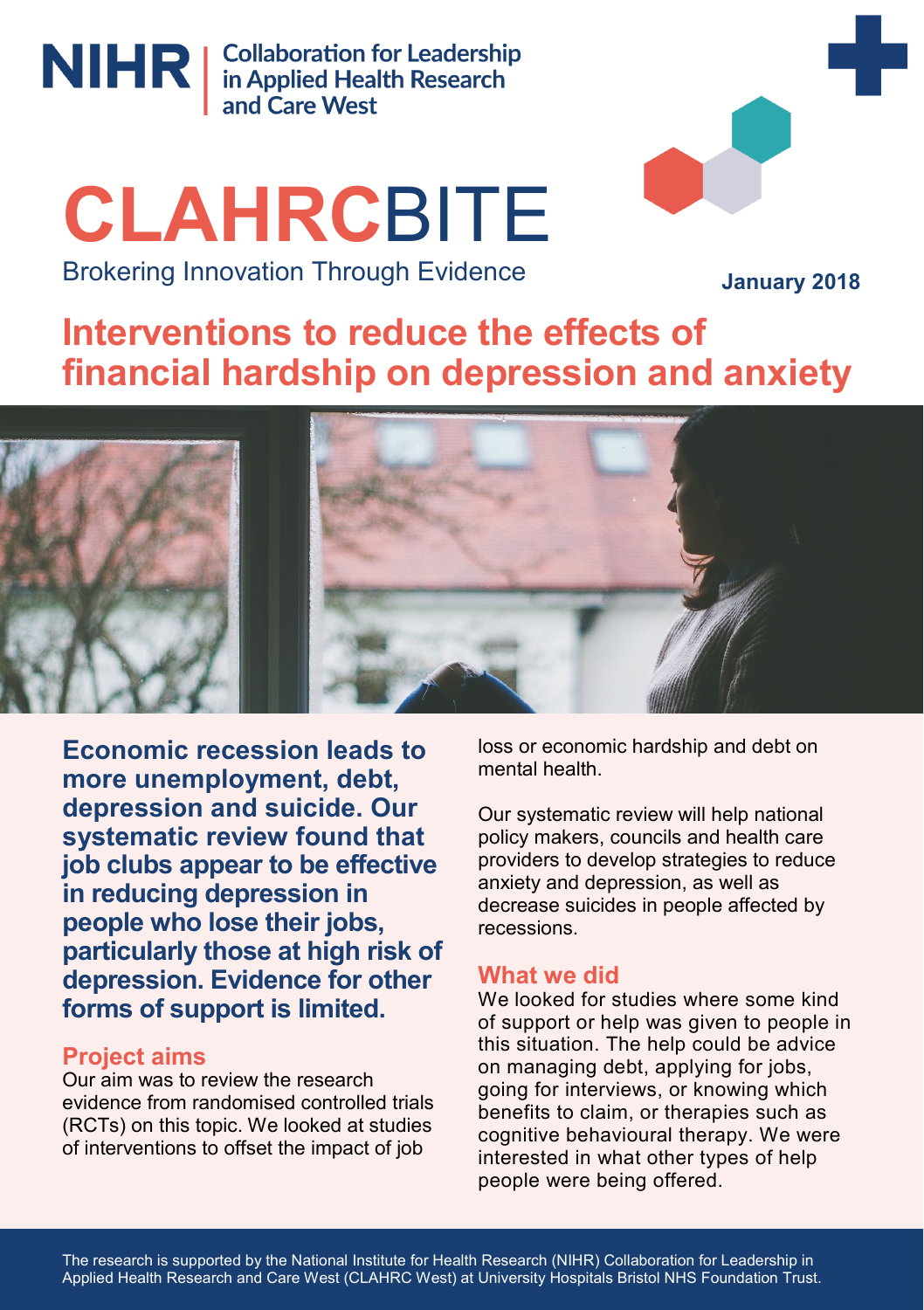NIHR | Collaboration for Leadership in Applied Health Research and Care West

# CLAHRCBITE

Brokering Innovation Through Evidence

**January 2018**

## Interventions to reduce the effects of financial hardship on depression and anxiety

**Economic recession leads to more unemployment, debt, depression and suicide. Our systematic review found that job clubs appear to be effective in reducing depression in people who lose their jobs, particularly those at high risk of depression. Evidence for other forms of support is limited.**

### Project aims

Our aim was to review the research evidence from randomised controlled trials (RCTs) on this topic. We looked at studies of interventions to offset the impact of job loss or economic hardship and debt on mental health.

Our systematic review will help national policy makers, councils and health care providers to develop strategies to reduce anxiety and depression, as well as decrease suicides in people affected by recessions.

### What we did

We looked for studies where some kind of support or help was given to people in this situation. The help could be advice on managing debt, applying for jobs, going for interviews, or knowing which benefits to claim, or therapies such as cognitive behavioural therapy. We were interested in what other types of help people were being offered.

The research is supported by the National Institute for Health Research (NIHR) Collaboration for Leadership in Applied Health Research and Care West (CLAHRC West) at University Hospitals Bristol NHS Foundation Trust.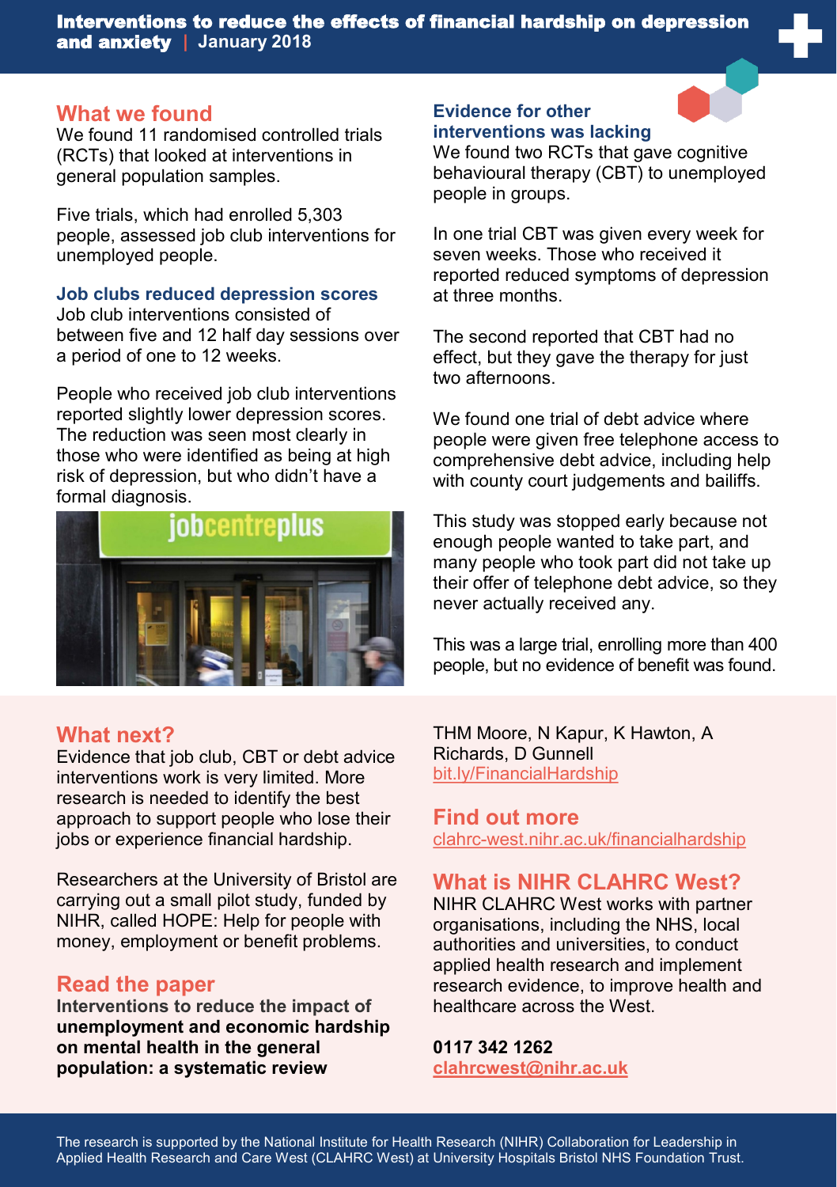## What we found

We found 11 randomised controlled trials (RCTs) that looked at interventions in general population samples.

Five trials, which had enrolled 5,303 people, assessed job club interventions for unemployed people.

### Job clubs reduced depression scores

Job club interventions consisted of between five and 12 half day sessions over a period of one to 12 weeks.

People who received job club interventions reported slightly lower depression scores. The reduction was seen most clearly in those who were identified as being at high risk of depression, but who didn't have a formal diagnosis.

### Evidence for other interventions was lacking

We found two RCTs that gave cognitive behavioural therapy (CBT) to unemployed people in groups.

In one trial CBT was given every week for seven weeks. Those who received it reported reduced symptoms of depression at three months.

The second reported that CBT had no effect, but they gave the therapy for just two afternoons.

We found one trial of debt advice where people were given free telephone access to comprehensive debt advice, including help with county court judgements and bailiffs.

This study was stopped early because not enough people wanted to take part, and many people who took part did not take up their offer of telephone debt advice, so they never actually received any.

This was a large trial, enrolling more than 400 people, but no evidence of benefit was found.

## What next?

Evidence that job club, CBT or debt advice interventions work is very limited. More research is needed to identify the best approach to support people who lose their jobs or experience financial hardship.

Researchers at the University of Bristol are carrying out a small pilot study, funded by NIHR, called HOPE: Help for people with money, employment or benefit problems.

## Read the paper

**Interventions to reduce the impact of unemployment and economic hardship on mental health in the general population: a systematic review**

THM Moore, N Kapur, K Hawton, A Richards, D Gunnell
bit.ly/FinancialHardship

## Find out more

clahrc-west.nihr.ac.uk/financialhardship

## What is NIHR CLAHRC West?

NIHR CLAHRC West works with partner organisations, including the NHS, local authorities and universities, to conduct applied health research and implement research evidence, to improve health and healthcare across the West.

**0117 342 1262**
**clahrcwest@nihr.ac.uk**

The research is supported by the National Institute for Health Research (NIHR) Collaboration for Leadership in Applied Health Research and Care West (CLAHRC West) at University Hospitals Bristol NHS Foundation Trust.